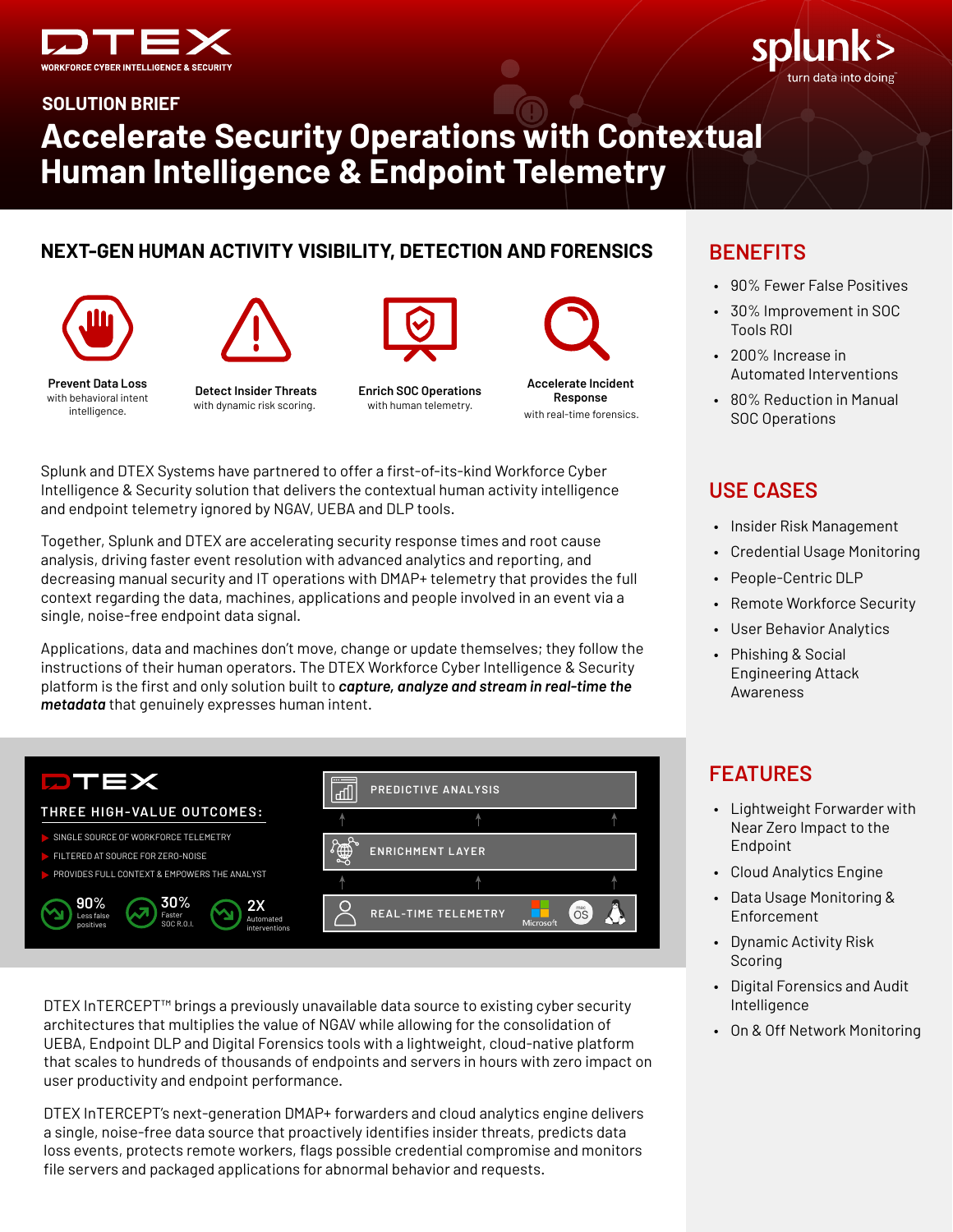DTEX
WORKFORCE CYBER INTELLIGENCE & SECURITY

splunk> turn data into doing

SOLUTION BRIEF

# Accelerate Security Operations with Contextual Human Intelligence & Endpoint Telemetry

## NEXT-GEN HUMAN ACTIVITY VISIBILITY, DETECTION AND FORENSICS

**Prevent Data Loss** with behavioral intent intelligence.

**Detect Insider Threats** with dynamic risk scoring.

**Enrich SOC Operations** with human telemetry.

**Accelerate Incident Response** with real-time forensics.

Splunk and DTEX Systems have partnered to offer a first-of-its-kind Workforce Cyber Intelligence & Security solution that delivers the contextual human activity intelligence and endpoint telemetry ignored by NGAV, UEBA and DLP tools.

Together, Splunk and DTEX are accelerating security response times and root cause analysis, driving faster event resolution with advanced analytics and reporting, and decreasing manual security and IT operations with DMAP+ telemetry that provides the full context regarding the data, machines, applications and people involved in an event via a single, noise-free endpoint data signal.

Applications, data and machines don't move, change or update themselves; they follow the instructions of their human operators. The DTEX Workforce Cyber Intelligence & Security platform is the first and only solution built to ***capture, analyze and stream in real-time the metadata*** that genuinely expresses human intent.

DTEX

THREE HIGH-VALUE OUTCOMES:

- SINGLE SOURCE OF WORKFORCE TELEMETRY
- FILTERED AT SOURCE FOR ZERO-NOISE
- PROVIDES FULL CONTEXT & EMPOWERS THE ANALYST

90% Less false positives | 30% Faster SOC R.O.I. | 2X Automated interventions

PREDICTIVE ANALYSIS

ENRICHMENT LAYER

REAL-TIME TELEMETRY

DTEX InTERCEPT™ brings a previously unavailable data source to existing cyber security architectures that multiplies the value of NGAV while allowing for the consolidation of UEBA, Endpoint DLP and Digital Forensics tools with a lightweight, cloud-native platform that scales to hundreds of thousands of endpoints and servers in hours with zero impact on user productivity and endpoint performance.

DTEX InTERCEPT's next-generation DMAP+ forwarders and cloud analytics engine delivers a single, noise-free data source that proactively identifies insider threats, predicts data loss events, protects remote workers, flags possible credential compromise and monitors file servers and packaged applications for abnormal behavior and requests.

## BENEFITS

- 90% Fewer False Positives
- 30% Improvement in SOC Tools ROI
- 200% Increase in Automated Interventions
- 80% Reduction in Manual SOC Operations

## USE CASES

- Insider Risk Management
- Credential Usage Monitoring
- People-Centric DLP
- Remote Workforce Security
- User Behavior Analytics
- Phishing & Social Engineering Attack Awareness

## FEATURES

- Lightweight Forwarder with Near Zero Impact to the Endpoint
- Cloud Analytics Engine
- Data Usage Monitoring & Enforcement
- Dynamic Activity Risk Scoring
- Digital Forensics and Audit Intelligence
- On & Off Network Monitoring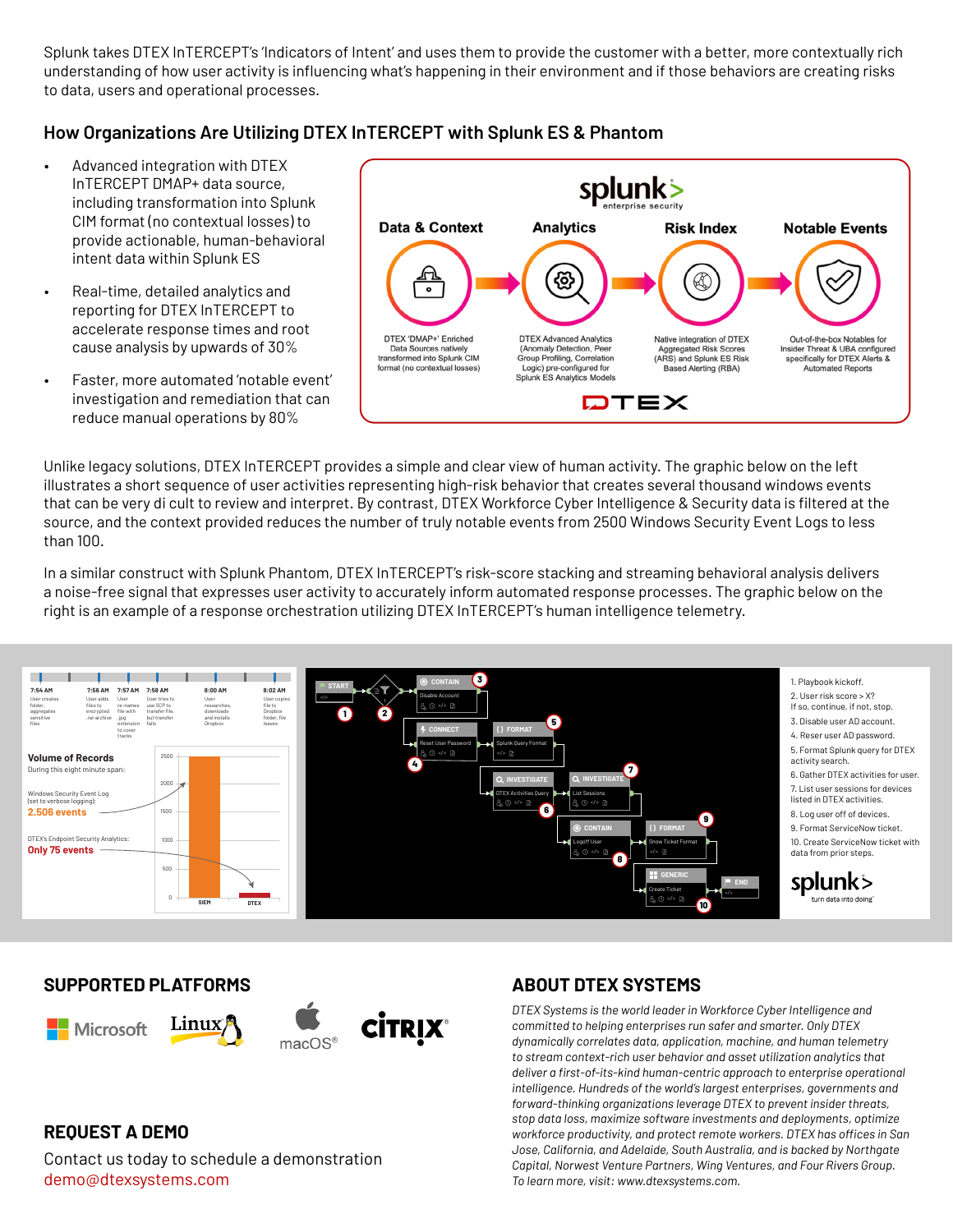Splunk takes DTEX InTERCEPT's 'Indicators of Intent' and uses them to provide the customer with a better, more contextually rich understanding of how user activity is influencing what's happening in their environment and if those behaviors are creating risks to data, users and operational processes.

## How Organizations Are Utilizing DTEX InTERCEPT with Splunk ES & Phantom

- Advanced integration with DTEX InTERCEPT DMAP+ data source, including transformation into Splunk CIM format (no contextual losses) to provide actionable, human-behavioral intent data within Splunk ES
- Real-time, detailed analytics and reporting for DTEX InTERCEPT to accelerate response times and root cause analysis by upwards of 30%
- Faster, more automated 'notable event' investigation and remediation that can reduce manual operations by 80%

splunk> enterprise security

**Data & Context**
DTEX 'DMAP+' Enriched Data Sources natively transformed into Splunk CIM format (no contextual losses)

**Analytics**
DTEX Advanced Analytics (Anomaly Detection, Peer Group Profiling, Correlation Logic) pre-configured for Splunk ES Analytics Models

**Risk Index**
Native integration of DTEX Aggregated Risk Scores (ARS) and Splunk ES Risk Based Alerting (RBA)

**Notable Events**
Out-of-the-box Notables for Insider Threat & UBA configured specifically for DTEX Alerts & Automated Reports

DTEX

Unlike legacy solutions, DTEX InTERCEPT provides a simple and clear view of human activity. The graphic below on the left illustrates a short sequence of user activities representing high-risk behavior that creates several thousand windows events that can be very di cult to review and interpret. By contrast, DTEX Workforce Cyber Intelligence & Security data is filtered at the source, and the context provided reduces the number of truly notable events from 2500 Windows Security Event Logs to less than 100.

In a similar construct with Splunk Phantom, DTEX InTERCEPT's risk-score stacking and streaming behavioral analysis delivers a noise-free signal that expresses user activity to accurately inform automated response processes. The graphic below on the right is an example of a response orchestration utilizing DTEX InTERCEPT's human intelligence telemetry.

7:54 AM User creates folder, aggregates sensitive files
7:56 AM User adds files to encrypted .rar archive
7:57 AM User re-names file with .jpg extension to cover tracks
7:58 AM User tries to use SCP to transfer file, but transfer fails
8:00 AM User researches, downloads and installs Dropbox
8:02 AM User copies file to Dropbox folder, file leaves

**Volume of Records**
During this eight minute span:

Windows Security Event Log (set to verbose logging):
**2,506 events**

DTEX's Endpoint Security Analytics:
**Only 75 events**

2500
2000
1500
1000
500
0
SIEM
DTEX

START
CONTAIN – Disable Account
CONNECT – Reset User Password
FORMAT – Splunk Query Format
INVESTIGATE – DTEX Activities Query
INVESTIGATE – List Sessions
CONTAIN – Logoff User
FORMAT – Snow Ticket Format
GENERIC – Create Ticket
END

1. Playbook kickoff.
2. User risk score > X? If so, continue, if not, stop.
3. Disable user AD account.
4. Reser user AD password.
5. Format Splunk query for DTEX activity search.
6. Gather DTEX activities for user.
7. List user sessions for devices listed in DTEX activities.
8. Log user off of devices.
9. Format ServiceNow ticket.
10. Create ServiceNow ticket with data from prior steps.

splunk> turn data into doing

## SUPPORTED PLATFORMS

Microsoft
Linux
macOS
CITRIX

## REQUEST A DEMO

Contact us today to schedule a demonstration
demo@dtexsystems.com

## ABOUT DTEX SYSTEMS

*DTEX Systems is the world leader in Workforce Cyber Intelligence and committed to helping enterprises run safer and smarter. Only DTEX dynamically correlates data, application, machine, and human telemetry to stream context-rich user behavior and asset utilization analytics that deliver a first-of-its-kind human-centric approach to enterprise operational intelligence. Hundreds of the world's largest enterprises, governments and forward-thinking organizations leverage DTEX to prevent insider threats, stop data loss, maximize software investments and deployments, optimize workforce productivity, and protect remote workers. DTEX has offices in San Jose, California, and Adelaide, South Australia, and is backed by Northgate Capital, Norwest Venture Partners, Wing Ventures, and Four Rivers Group. To learn more, visit: www.dtexsystems.com.*